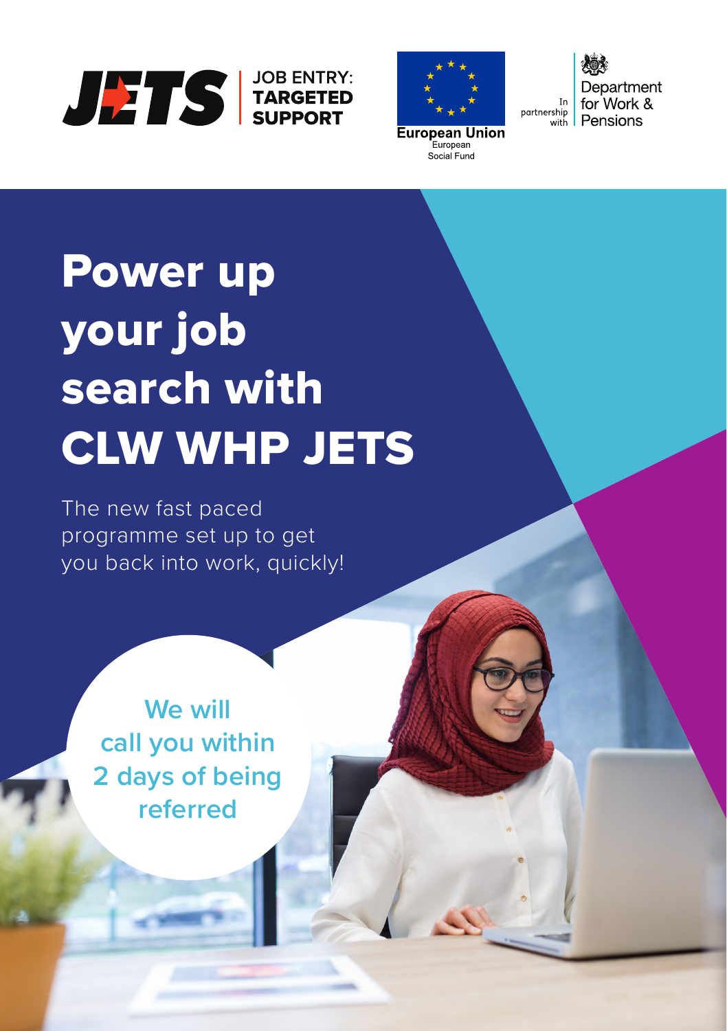JETS JOB ENTRY: TARGETED SUPPORT

European Union
European Social Fund

In partnership with Department for Work & Pensions

# Power up your job search with CLW WHP JETS

The new fast paced programme set up to get you back into work, quickly!

**We will call you within 2 days of being referred**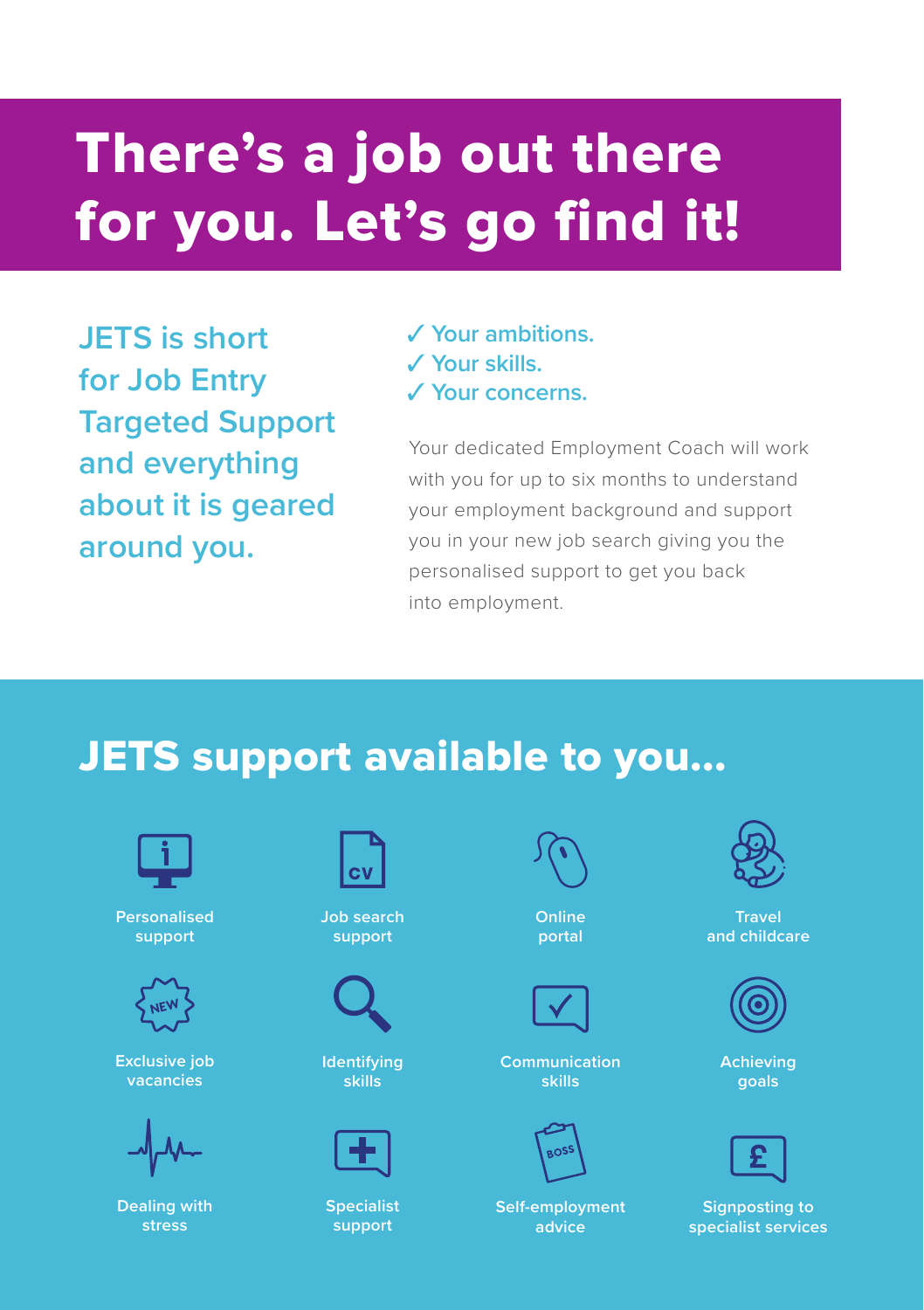# There's a job out there for you. Let's go find it!

JETS is short for Job Entry Targeted Support and everything about it is geared around you.

✓ Your ambitions.
✓ Your skills.
✓ Your concerns.

Your dedicated Employment Coach will work with you for up to six months to understand your employment background and support you in your new job search giving you the personalised support to get you back into employment.

## JETS support available to you...

- Personalised support
- Job search support
- Online portal
- Travel and childcare
- Exclusive job vacancies
- Identifying skills
- Communication skills
- Achieving goals
- Dealing with stress
- Specialist support
- Self-employment advice
- Signposting to specialist services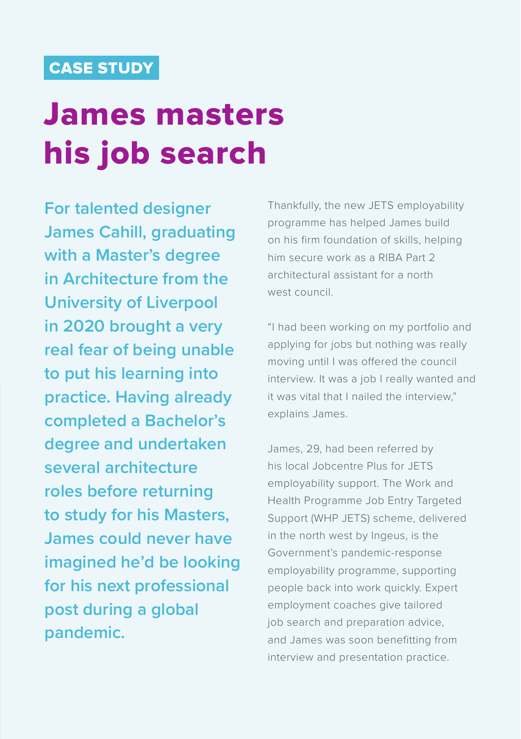CASE STUDY

# James masters his job search

**For talented designer James Cahill, graduating with a Master's degree in Architecture from the University of Liverpool in 2020 brought a very real fear of being unable to put his learning into practice. Having already completed a Bachelor's degree and undertaken several architecture roles before returning to study for his Masters, James could never have imagined he'd be looking for his next professional post during a global pandemic.**

Thankfully, the new JETS employability programme has helped James build on his firm foundation of skills, helping him secure work as a RIBA Part 2 architectural assistant for a north west council.

"I had been working on my portfolio and applying for jobs but nothing was really moving until I was offered the council interview. It was a job I really wanted and it was vital that I nailed the interview," explains James.

James, 29, had been referred by his local Jobcentre Plus for JETS employability support. The Work and Health Programme Job Entry Targeted Support (WHP JETS) scheme, delivered in the north west by Ingeus, is the Government's pandemic-response employability programme, supporting people back into work quickly. Expert employment coaches give tailored job search and preparation advice, and James was soon benefitting from interview and presentation practice.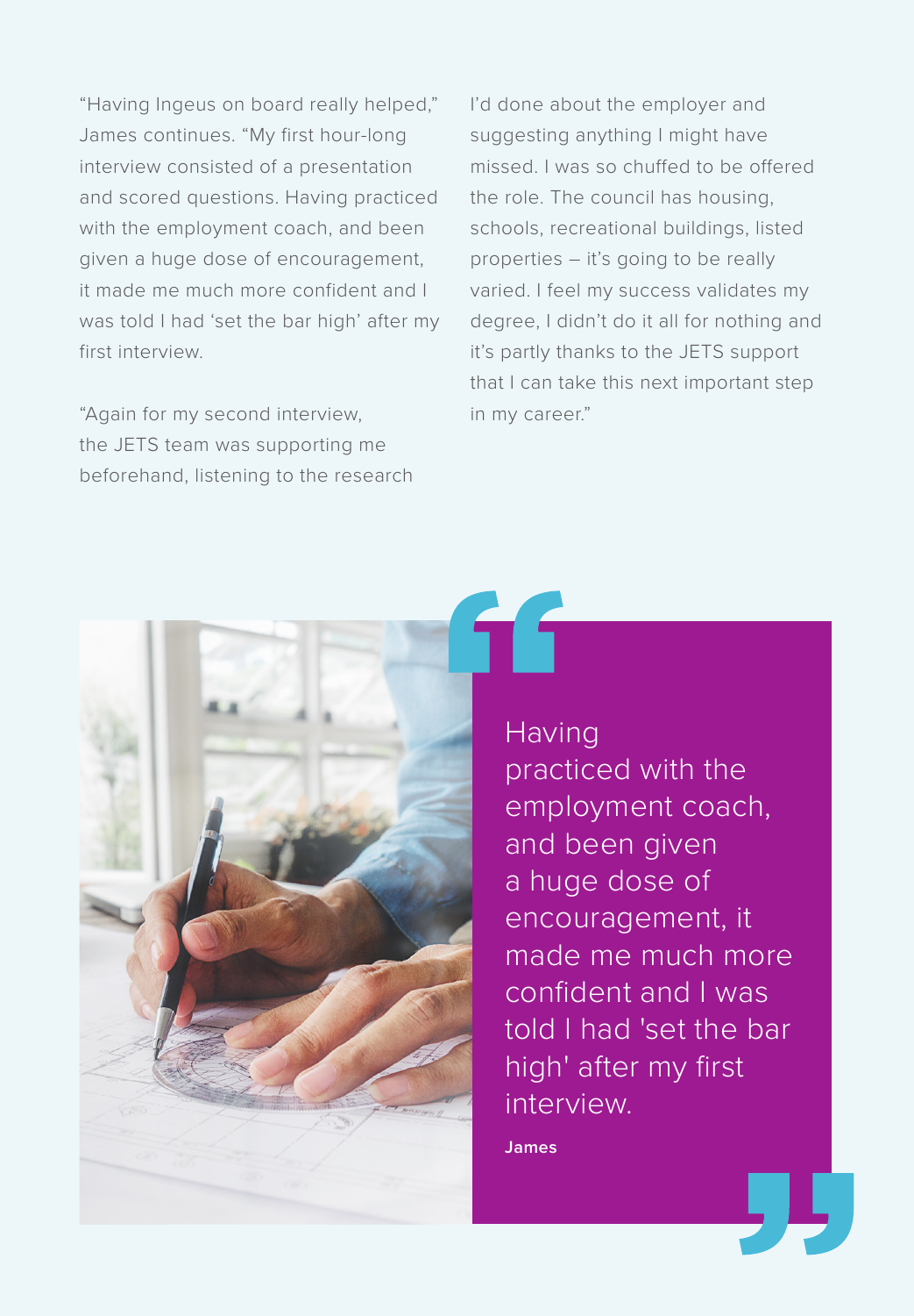"Having Ingeus on board really helped," James continues. "My first hour-long interview consisted of a presentation and scored questions. Having practiced with the employment coach, and been given a huge dose of encouragement, it made me much more confident and I was told I had 'set the bar high' after my first interview.

"Again for my second interview, the JETS team was supporting me beforehand, listening to the research I'd done about the employer and suggesting anything I might have missed. I was so chuffed to be offered the role. The council has housing, schools, recreational buildings, listed properties – it's going to be really varied. I feel my success validates my degree, I didn't do it all for nothing and it's partly thanks to the JETS support that I can take this next important step in my career."

> Having practiced with the employment coach, and been given a huge dose of encouragement, it made me much more confident and I was told I had 'set the bar high' after my first interview.
>
> **James**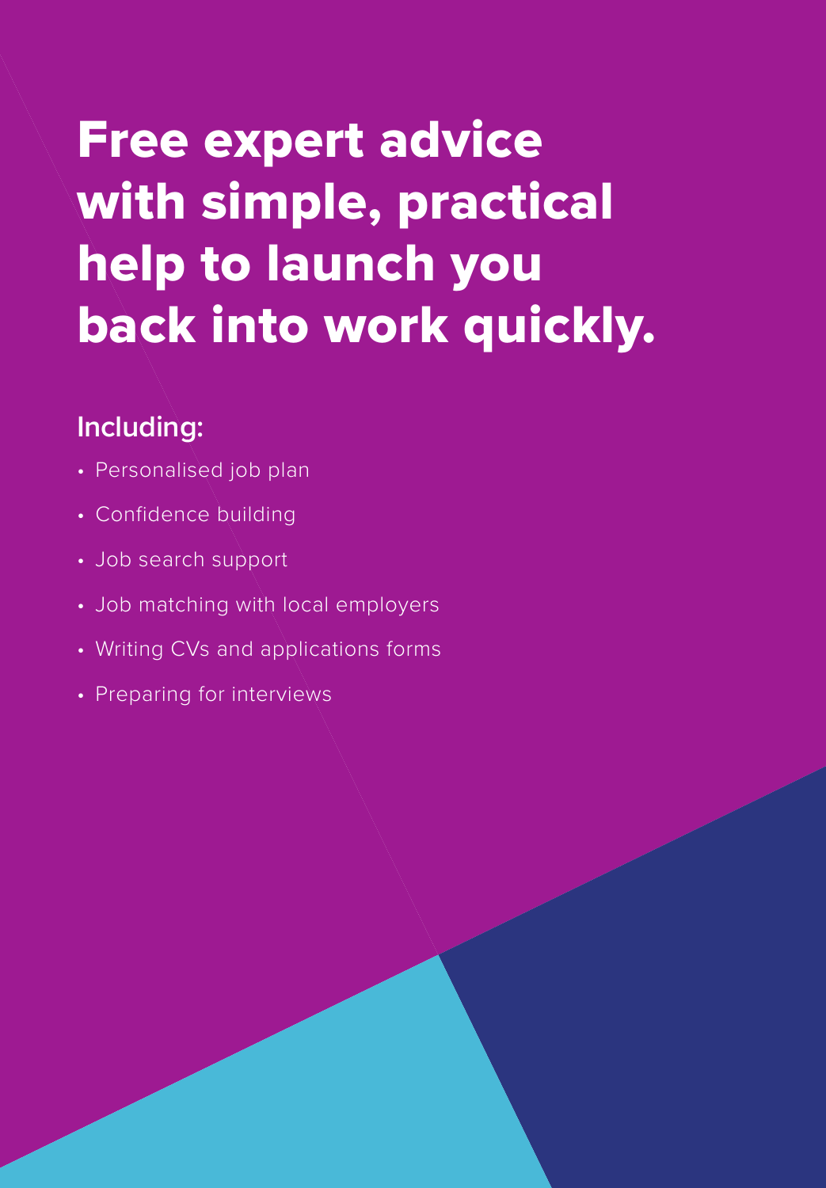# Free expert advice with simple, practical help to launch you back into work quickly.

## Including:

- Personalised job plan
- Confidence building
- Job search support
- Job matching with local employers
- Writing CVs and applications forms
- Preparing for interviews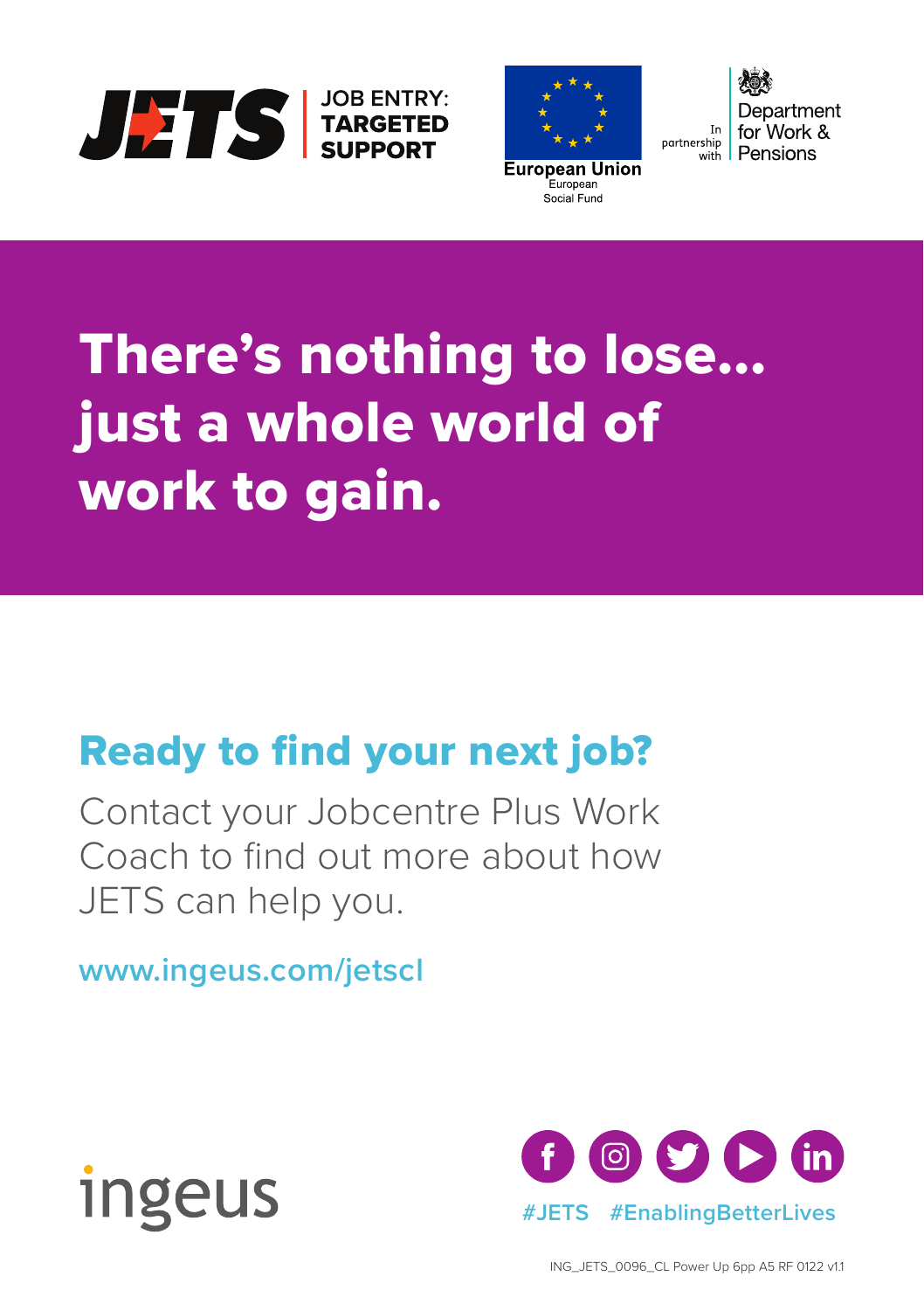JETS | JOB ENTRY: TARGETED SUPPORT

European Union
European Social Fund

In partnership with Department for Work & Pensions

# There's nothing to lose... just a whole world of work to gain.

## Ready to find your next job?

Contact your Jobcentre Plus Work Coach to find out more about how JETS can help you.

www.ingeus.com/jetscl

ingeus

#JETS #EnablingBetterLives

ING_JETS_0096_CL Power Up 6pp A5 RF 0122 v1.1